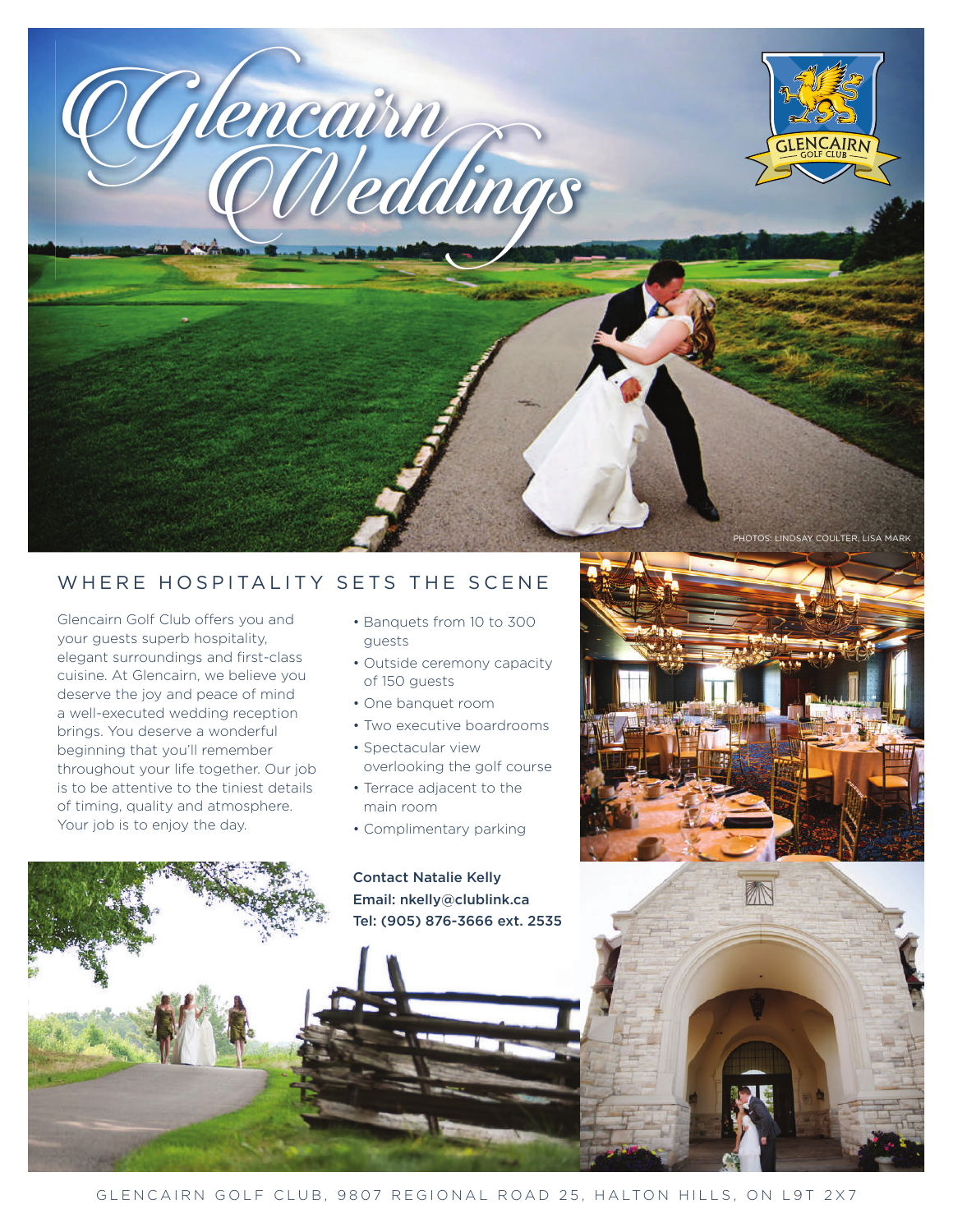# Glencairn Weddings

GLENCAIRN GOLF CLUB

PHOTOS: LINDSAY COULTER, LISA MARK

## WHERE HOSPITALITY SETS THE SCENE

Glencairn Golf Club offers you and your guests superb hospitality, elegant surroundings and first-class cuisine. At Glencairn, we believe you deserve the joy and peace of mind a well-executed wedding reception brings. You deserve a wonderful beginning that you'll remember throughout your life together. Our job is to be attentive to the tiniest details of timing, quality and atmosphere. Your job is to enjoy the day.

- Banquets from 10 to 300 guests
- Outside ceremony capacity of 150 guests
- One banquet room
- Two executive boardrooms
- Spectacular view overlooking the golf course
- Terrace adjacent to the main room
- Complimentary parking

**Contact Natalie Kelly**
**Email: nkelly@clublink.ca**
**Tel: (905) 876-3666 ext. 2535**

GLENCAIRN GOLF CLUB, 9807 REGIONAL ROAD 25, HALTON HILLS, ON L9T 2X7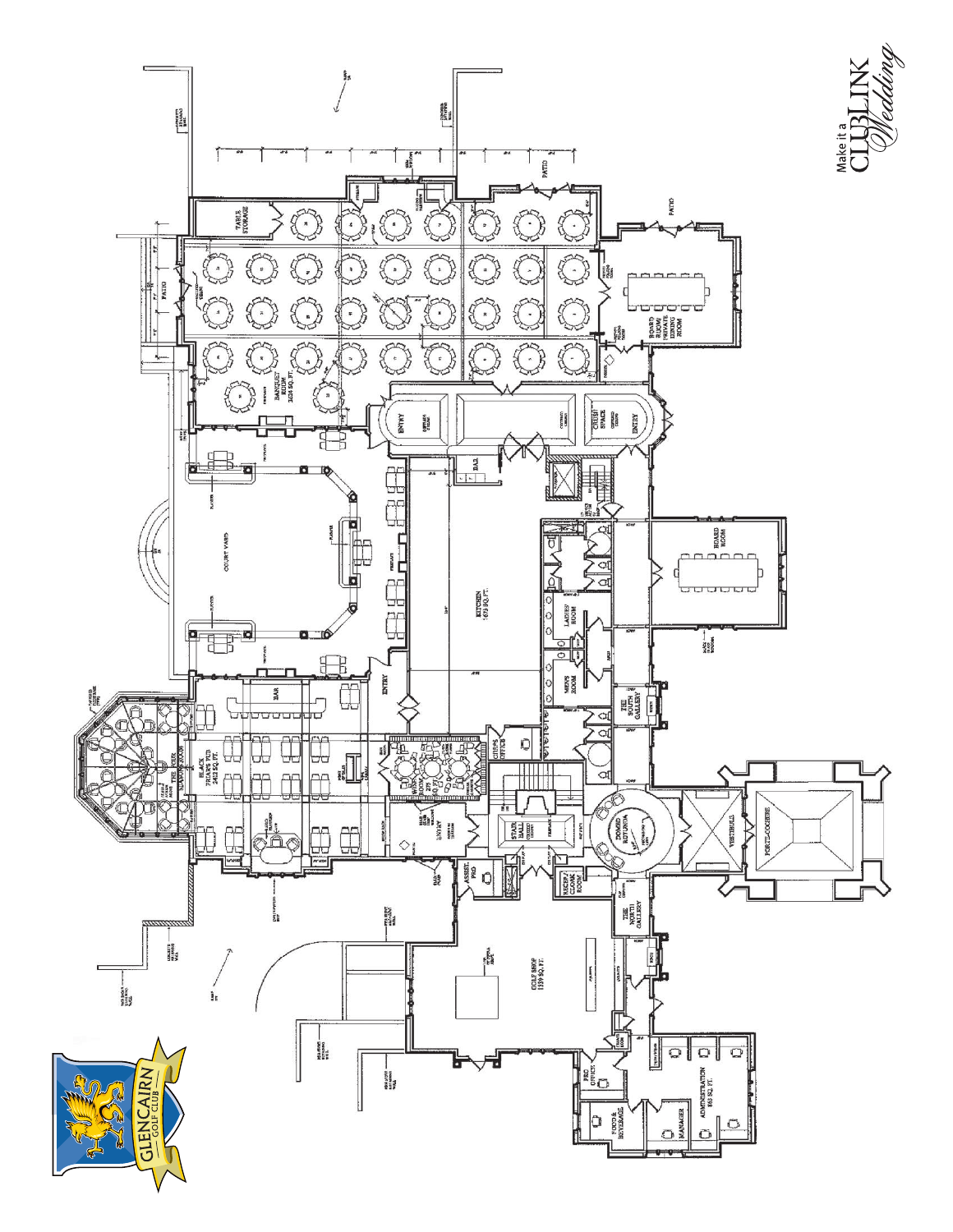GLENCAIRN GOLF CLUB

Make it a CLUBLINK *Wedding*

BANQUET ROOM 3224 SQ. FT.

TABLE STORAGE

PATIO

BOARD ROOM/ PRIVATE DINING ROOM

ENTRY

CRUSH SPACE

BAR

COURT YARD

KITCHEN 1672 SQ. FT.

BOARD ROOM

LADIES' ROOM

MEN'S ROOM

THE SOUTH GALLERY

BLACK PRINCE PUB 2412 SQ. FT.

THE FOUR NATIONS ROOM

WINE ROOM

ENTRY

STAIR HALL

DOMED ROTUNDA

VESTIBULE

PORTE-COCHERE

ASSIST. PRO

RECEPT./ COAT ROOM

THE NORTH GALLERY

GOLF SHOP 1339 SQ. FT.

PRO OFFICE

FOOD & BEVERAGE

MANAGER

ADMINISTRATION 863 SQ. FT.